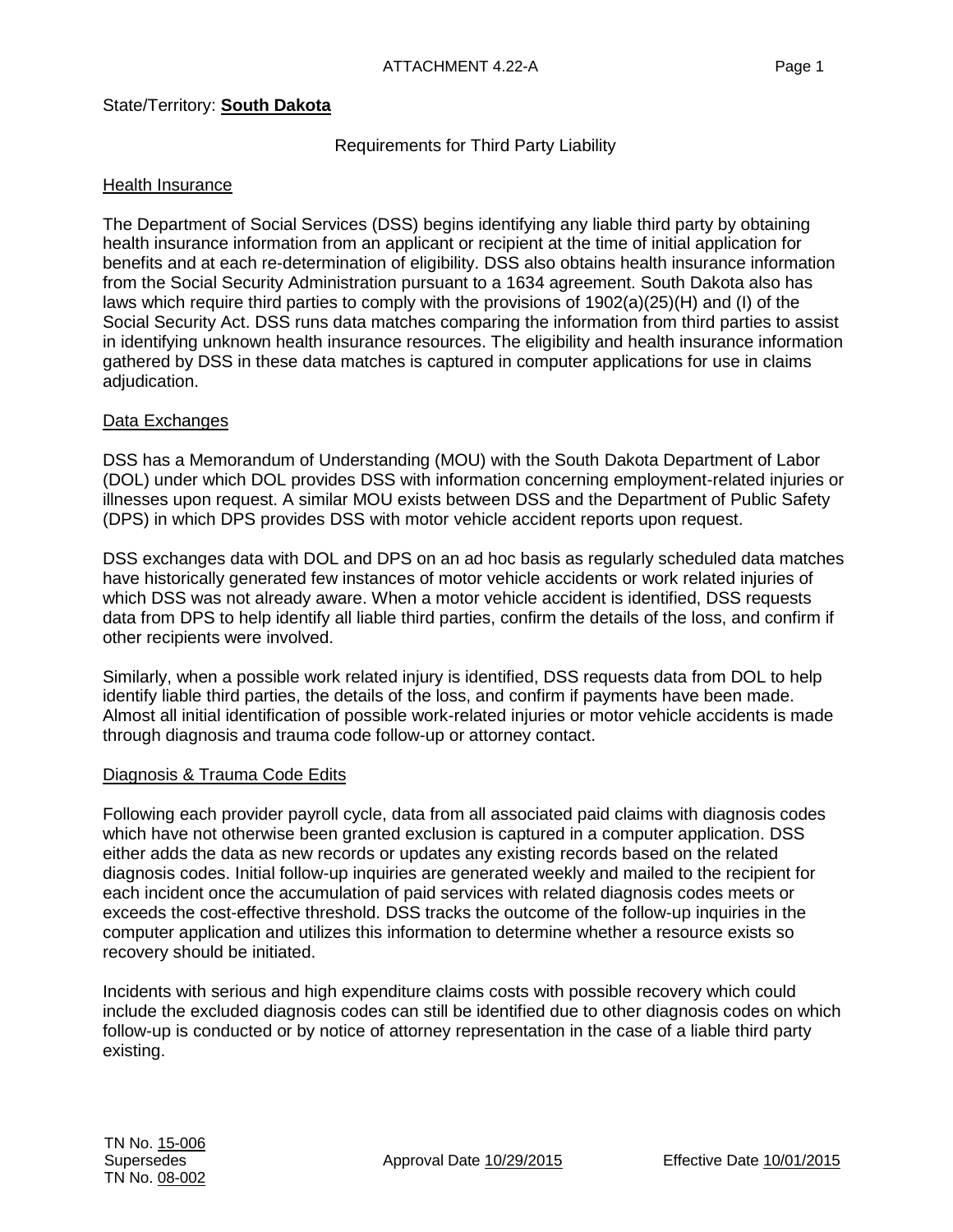ATTACHMENT 4.22-A

State/Territory: **South Dakota**

Requirements for Third Party Liability

## Health Insurance

The Department of Social Services (DSS) begins identifying any liable third party by obtaining health insurance information from an applicant or recipient at the time of initial application for benefits and at each re-determination of eligibility. DSS also obtains health insurance information from the Social Security Administration pursuant to a 1634 agreement. South Dakota also has laws which require third parties to comply with the provisions of 1902(a)(25)(H) and (I) of the Social Security Act. DSS runs data matches comparing the information from third parties to assist in identifying unknown health insurance resources. The eligibility and health insurance information gathered by DSS in these data matches is captured in computer applications for use in claims adjudication.

## Data Exchanges

DSS has a Memorandum of Understanding (MOU) with the South Dakota Department of Labor (DOL) under which DOL provides DSS with information concerning employment-related injuries or illnesses upon request. A similar MOU exists between DSS and the Department of Public Safety (DPS) in which DPS provides DSS with motor vehicle accident reports upon request.

DSS exchanges data with DOL and DPS on an ad hoc basis as regularly scheduled data matches have historically generated few instances of motor vehicle accidents or work related injuries of which DSS was not already aware. When a motor vehicle accident is identified, DSS requests data from DPS to help identify all liable third parties, confirm the details of the loss, and confirm if other recipients were involved.

Similarly, when a possible work related injury is identified, DSS requests data from DOL to help identify liable third parties, the details of the loss, and confirm if payments have been made. Almost all initial identification of possible work-related injuries or motor vehicle accidents is made through diagnosis and trauma code follow-up or attorney contact.

## Diagnosis & Trauma Code Edits

Following each provider payroll cycle, data from all associated paid claims with diagnosis codes which have not otherwise been granted exclusion is captured in a computer application. DSS either adds the data as new records or updates any existing records based on the related diagnosis codes. Initial follow-up inquiries are generated weekly and mailed to the recipient for each incident once the accumulation of paid services with related diagnosis codes meets or exceeds the cost-effective threshold. DSS tracks the outcome of the follow-up inquiries in the computer application and utilizes this information to determine whether a resource exists so recovery should be initiated.

Incidents with serious and high expenditure claims costs with possible recovery which could include the excluded diagnosis codes can still be identified due to other diagnosis codes on which follow-up is conducted or by notice of attorney representation in the case of a liable third party existing.

TN No. 15-006
Supersedes
TN No. 08-002

Approval Date 10/29/2015

Effective Date 10/01/2015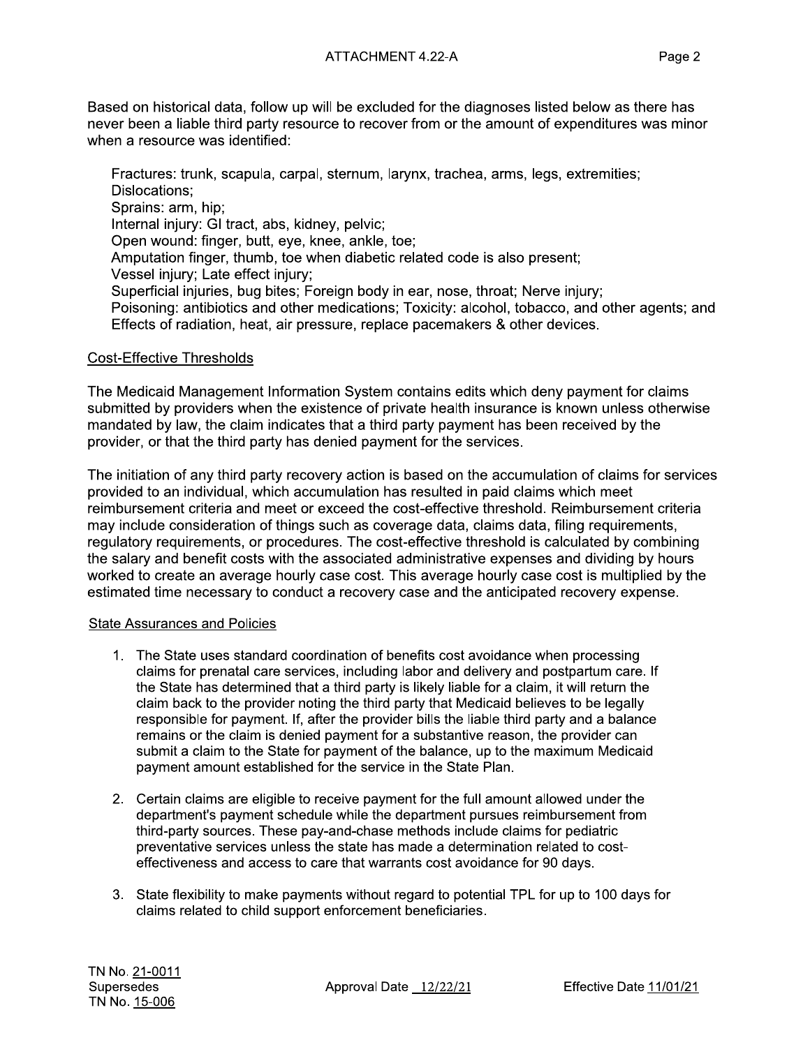Based on historical data, follow up will be excluded for the diagnoses listed below as there has never been a liable third party resource to recover from or the amount of expenditures was minor when a resource was identified:

Fractures: trunk, scapula, carpal, sternum, larynx, trachea, arms, legs, extremities;
Dislocations;
Sprains: arm, hip;
Internal injury: GI tract, abs, kidney, pelvic;
Open wound: finger, butt, eye, knee, ankle, toe;
Amputation finger, thumb, toe when diabetic related code is also present;
Vessel injury; Late effect injury;
Superficial injuries, bug bites; Foreign body in ear, nose, throat; Nerve injury;
Poisoning: antibiotics and other medications; Toxicity: alcohol, tobacco, and other agents; and
Effects of radiation, heat, air pressure, replace pacemakers & other devices.

<u>Cost-Effective Thresholds</u>

The Medicaid Management Information System contains edits which deny payment for claims submitted by providers when the existence of private health insurance is known unless otherwise mandated by law, the claim indicates that a third party payment has been received by the provider, or that the third party has denied payment for the services.

The initiation of any third party recovery action is based on the accumulation of claims for services provided to an individual, which accumulation has resulted in paid claims which meet reimbursement criteria and meet or exceed the cost-effective threshold. Reimbursement criteria may include consideration of things such as coverage data, claims data, filing requirements, regulatory requirements, or procedures. The cost-effective threshold is calculated by combining the salary and benefit costs with the associated administrative expenses and dividing by hours worked to create an average hourly case cost. This average hourly case cost is multiplied by the estimated time necessary to conduct a recovery case and the anticipated recovery expense.

<u>State Assurances and Policies</u>

1. The State uses standard coordination of benefits cost avoidance when processing claims for prenatal care services, including labor and delivery and postpartum care. If the State has determined that a third party is likely liable for a claim, it will return the claim back to the provider noting the third party that Medicaid believes to be legally responsible for payment. If, after the provider bills the liable third party and a balance remains or the claim is denied payment for a substantive reason, the provider can submit a claim to the State for payment of the balance, up to the maximum Medicaid payment amount established for the service in the State Plan.

2. Certain claims are eligible to receive payment for the full amount allowed under the department's payment schedule while the department pursues reimbursement from third-party sources. These pay-and-chase methods include claims for pediatric preventative services unless the state has made a determination related to cost-effectiveness and access to care that warrants cost avoidance for 90 days.

3. State flexibility to make payments without regard to potential TPL for up to 100 days for claims related to child support enforcement beneficiaries.

TN No. <u>21-0011</u>
Supersedes
TN No. <u>15-006</u>

Approval Date <u>12/22/21</u>

Effective Date <u>11/01/21</u>